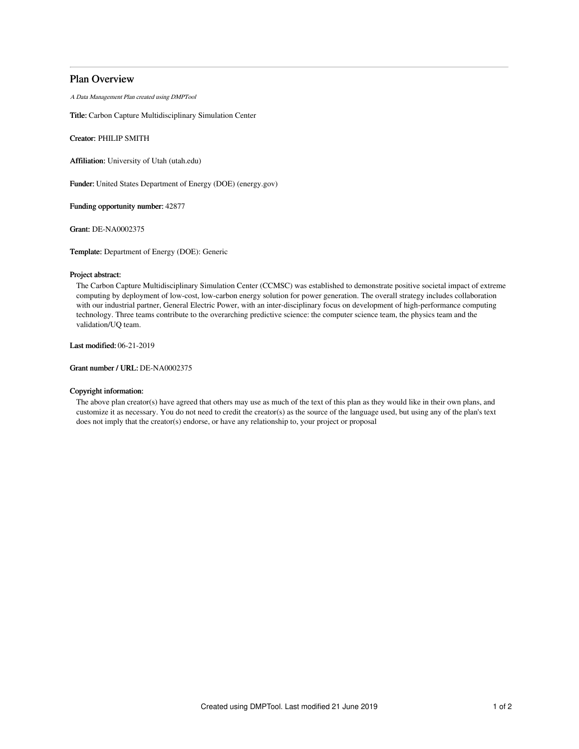# Plan Overview

*A Data Management Plan created using DMPTool*

**Title:** Carbon Capture Multidisciplinary Simulation Center

**Creator:** PHILIP SMITH

**Affiliation:** University of Utah (utah.edu)

**Funder:** United States Department of Energy (DOE) (energy.gov)

**Funding opportunity number:** 42877

**Grant:** DE-NA0002375

**Template:** Department of Energy (DOE): Generic

**Project abstract:**

The Carbon Capture Multidisciplinary Simulation Center (CCMSC) was established to demonstrate positive societal impact of extreme computing by deployment of low-cost, low-carbon energy solution for power generation. The overall strategy includes collaboration with our industrial partner, General Electric Power, with an inter-disciplinary focus on development of high-performance computing technology. Three teams contribute to the overarching predictive science: the computer science team, the physics team and the validation/UQ team.

**Last modified:** 06-21-2019

**Grant number / URL:** DE-NA0002375

**Copyright information:**

The above plan creator(s) have agreed that others may use as much of the text of this plan as they would like in their own plans, and customize it as necessary. You do not need to credit the creator(s) as the source of the language used, but using any of the plan's text does not imply that the creator(s) endorse, or have any relationship to, your project or proposal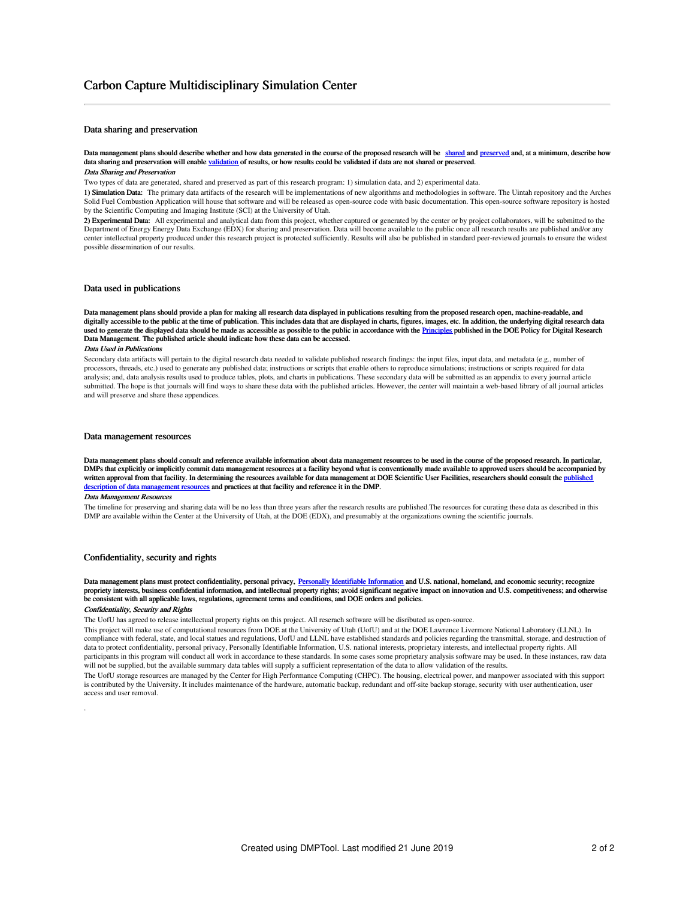# Carbon Capture Multidisciplinary Simulation Center

## Data sharing and preservation

**Data management plans should describe whether and how data generated in the course of the proposed research will be shared and preserved and, at a minimum, describe how data sharing and preservation will enable validation of results, or how results could be validated if data are not shared or preserved.**

***Data Sharing and Preservation***

Two types of data are generated, shared and preserved as part of this research program: 1) simulation data, and 2) experimental data.

**1) Simulation Data:** The primary data artifacts of the research will be implementations of new algorithms and methodologies in software. The Uintah repository and the Arches Solid Fuel Combustion Application will house that software and will be released as open-source code with basic documentation. This open-source software repository is hosted by the Scientific Computing and Imaging Institute (SCI) at the University of Utah.

**2) Experimental Data:** All experimental and analytical data from this project, whether captured or generated by the center or by project collaborators, will be submitted to the Department of Energy Energy Data Exchange (EDX) for sharing and preservation. Data will become available to the public once all research results are published and/or any center intellectual property produced under this research project is protected sufficiently. Results will also be published in standard peer-reviewed journals to ensure the widest possible dissemination of our results.

## Data used in publications

**Data management plans should provide a plan for making all research data displayed in publications resulting from the proposed research open, machine-readable, and digitally accessible to the public at the time of publication. This includes data that are displayed in charts, figures, images, etc. In addition, the underlying digital research data used to generate the displayed data should be made as accessible as possible to the public in accordance with the Principles published in the DOE Policy for Digital Research Data Management. The published article should indicate how these data can be accessed.**

***Data Used in Publications***

Secondary data artifacts will pertain to the digital research data needed to validate published research findings: the input files, input data, and metadata (e.g., number of processors, threads, etc.) used to generate any published data; instructions or scripts that enable others to reproduce simulations; instructions or scripts required for data analysis; and, data analysis results used to produce tables, plots, and charts in publications. These secondary data will be submitted as an appendix to every journal article submitted. The hope is that journals will find ways to share these data with the published articles. However, the center will maintain a web-based library of all journal articles and will preserve and share these appendices.

## Data management resources

**Data management plans should consult and reference available information about data management resources to be used in the course of the proposed research. In particular, DMPs that explicitly or implicitly commit data management resources at a facility beyond what is conventionally made available to approved users should be accompanied by written approval from that facility. In determining the resources available for data management at DOE Scientific User Facilities, researchers should consult the published description of data management resources and practices at that facility and reference it in the DMP.**

***Data Management Resources***

The timeline for preserving and sharing data will be no less than three years after the research results are published.The resources for curating these data as described in this DMP are available within the Center at the University of Utah, at the DOE (EDX), and presumably at the organizations owning the scientific journals.

## Confidentiality, security and rights

**Data management plans must protect confidentiality, personal privacy, Personally Identifiable Information and U.S. national, homeland, and economic security; recognize propriety interests, business confidential information, and intellectual property rights; avoid significant negative impact on innovation and U.S. competitiveness; and otherwise be consistent with all applicable laws, regulations, agreement terms and conditions, and DOE orders and policies.**

***Confidentiality, Security and Rights***

The UofU has agreed to release intellectual property rights on this project. All reserach software will be disributed as open-source.

This project will make use of computational resources from DOE at the University of Utah (UofU) and at the DOE Lawrence Livermore National Laboratory (LLNL). In compliance with federal, state, and local statues and regulations, UofU and LLNL have established standards and policies regarding the transmittal, storage, and destruction of data to protect confidentiality, personal privacy, Personally Identifiable Information, U.S. national interests, proprietary interests, and intellectual property rights. All participants in this program will conduct all work in accordance to these standards. In some cases some proprietary analysis software may be used. In these instances, raw data will not be supplied, but the available summary data tables will supply a sufficient representation of the data to allow validation of the results.

The UofU storage resources are managed by the Center for High Performance Computing (CHPC). The housing, electrical power, and manpower associated with this support is contributed by the University. It includes maintenance of the hardware, automatic backup, redundant and off-site backup storage, security with user authentication, user access and user removal.